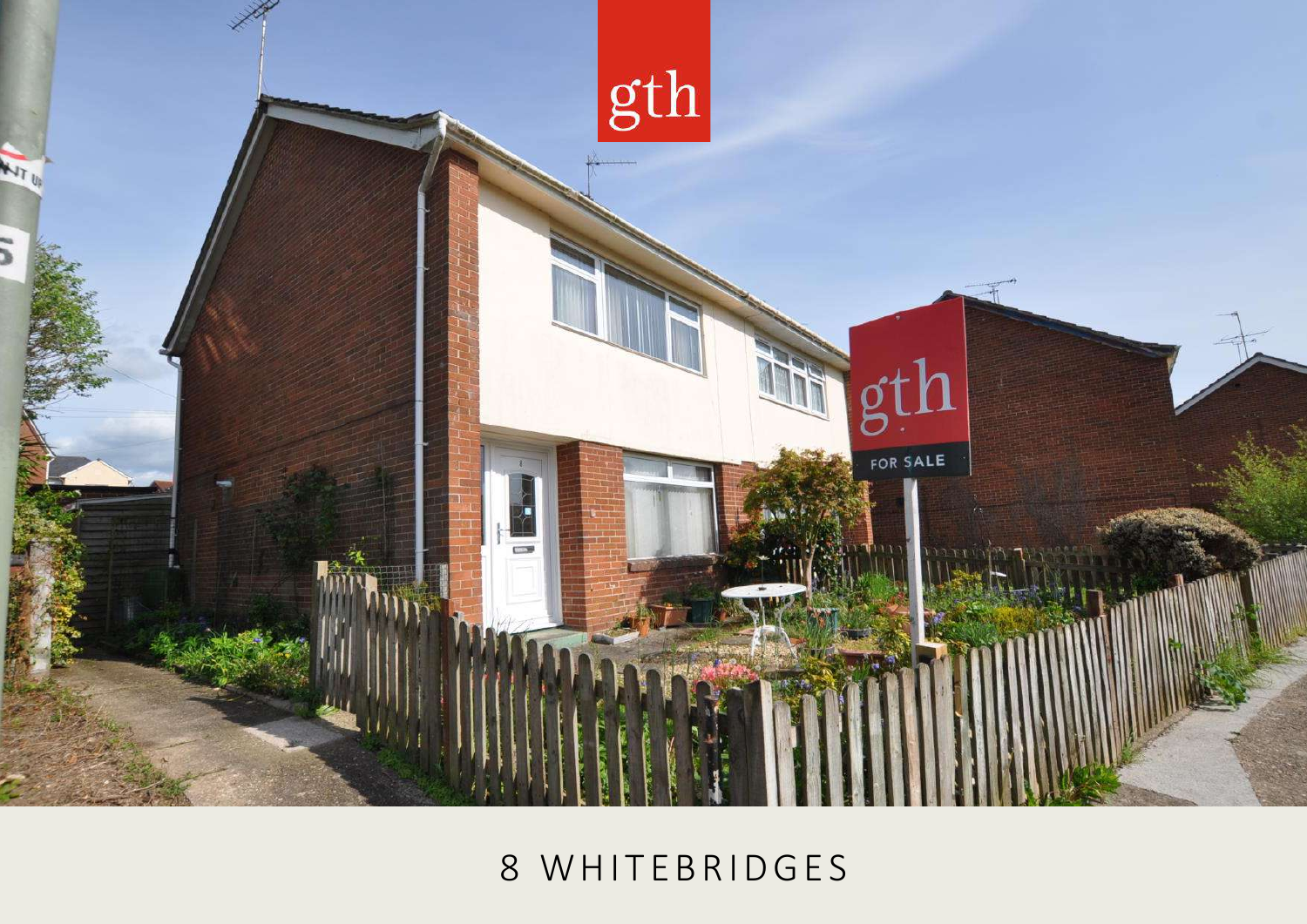# 8 WHITEBRIDGES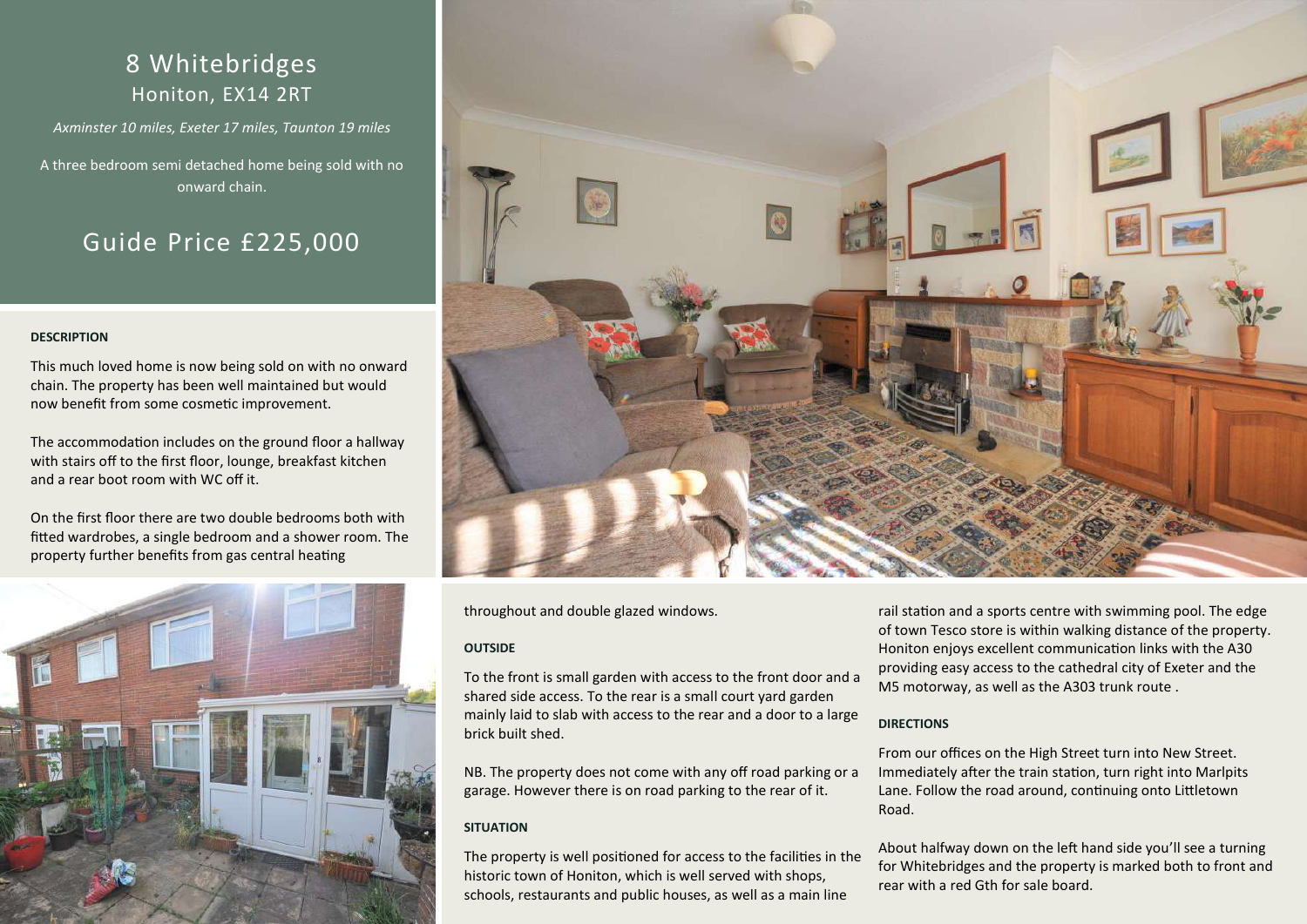# 8 Whitebridges

## Honiton, EX14 2RT

*Axminster 10 miles, Exeter 17 miles, Taunton 19 miles*

A three bedroom semi detached home being sold with no onward chain.

## Guide Price £225,000

**DESCRIPTION**

This much loved home is now being sold on with no onward chain. The property has been well maintained but would now benefit from some cosmetic improvement.

The accommodation includes on the ground floor a hallway with stairs off to the first floor, lounge, breakfast kitchen and a rear boot room with WC off it.

On the first floor there are two double bedrooms both with fitted wardrobes, a single bedroom and a shower room. The property further benefits from gas central heating throughout and double glazed windows.

**OUTSIDE**

To the front is small garden with access to the front door and a shared side access. To the rear is a small court yard garden mainly laid to slab with access to the rear and a door to a large brick built shed.

NB. The property does not come with any off road parking or a garage. However there is on road parking to the rear of it.

**SITUATION**

The property is well positioned for access to the facilities in the historic town of Honiton, which is well served with shops, schools, restaurants and public houses, as well as a main line rail station and a sports centre with swimming pool. The edge of town Tesco store is within walking distance of the property. Honiton enjoys excellent communication links with the A30 providing easy access to the cathedral city of Exeter and the M5 motorway, as well as the A303 trunk route .

**DIRECTIONS**

From our offices on the High Street turn into New Street. Immediately after the train station, turn right into Marlpits Lane. Follow the road around, continuing onto Littletown Road.

About halfway down on the left hand side you'll see a turning for Whitebridges and the property is marked both to front and rear with a red Gth for sale board.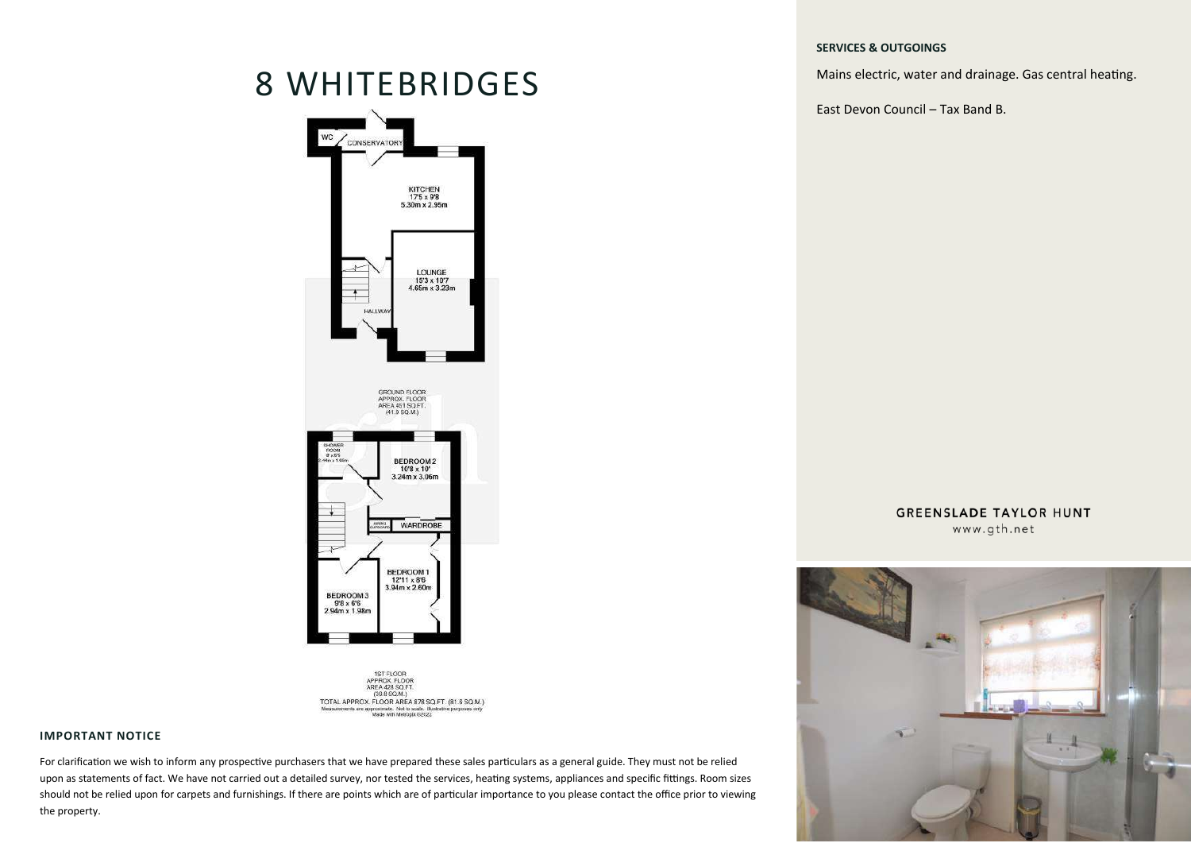# 8 WHITEBRIDGES

WC

CONSERVATORY

KITCHEN
17'5 x 9'8
5.30m x 2.95m

LOUNGE
15'3 x 10'7
4.65m x 3.23m

HALLWAY

GROUND FLOOR
APPROX. FLOOR
AREA 451 SQ.FT.
(41.9 SQ.M.)

SHOWER ROOM
8' x 6'5
2.44m x 1.96m

BEDROOM 2
10'8 x 10'
3.24m x 3.06m

AIRING CUPBOARD

WARDROBE

BEDROOM 1
12'11 x 8'6
3.94m x 2.60m

BEDROOM 3
9'8 x 6'6
2.94m x 1.98m

1ST FLOOR
APPROX. FLOOR
AREA 428 SQ.FT.
(39.8 SQ.M.)

TOTAL APPROX. FLOOR AREA 878 SQ.FT. (81.6 SQ.M.)

Measurements are approximate. Not to scale. Illustrative purposes only
Made with Metropix ©2022

### SERVICES & OUTGOINGS

Mains electric, water and drainage. Gas central heating.

East Devon Council – Tax Band B.

GREENSLADE TAYLOR HUNT
www.gth.net

### IMPORTANT NOTICE

For clarification we wish to inform any prospective purchasers that we have prepared these sales particulars as a general guide. They must not be relied upon as statements of fact. We have not carried out a detailed survey, nor tested the services, heating systems, appliances and specific fittings. Room sizes should not be relied upon for carpets and furnishings. If there are points which are of particular importance to you please contact the office prior to viewing the property.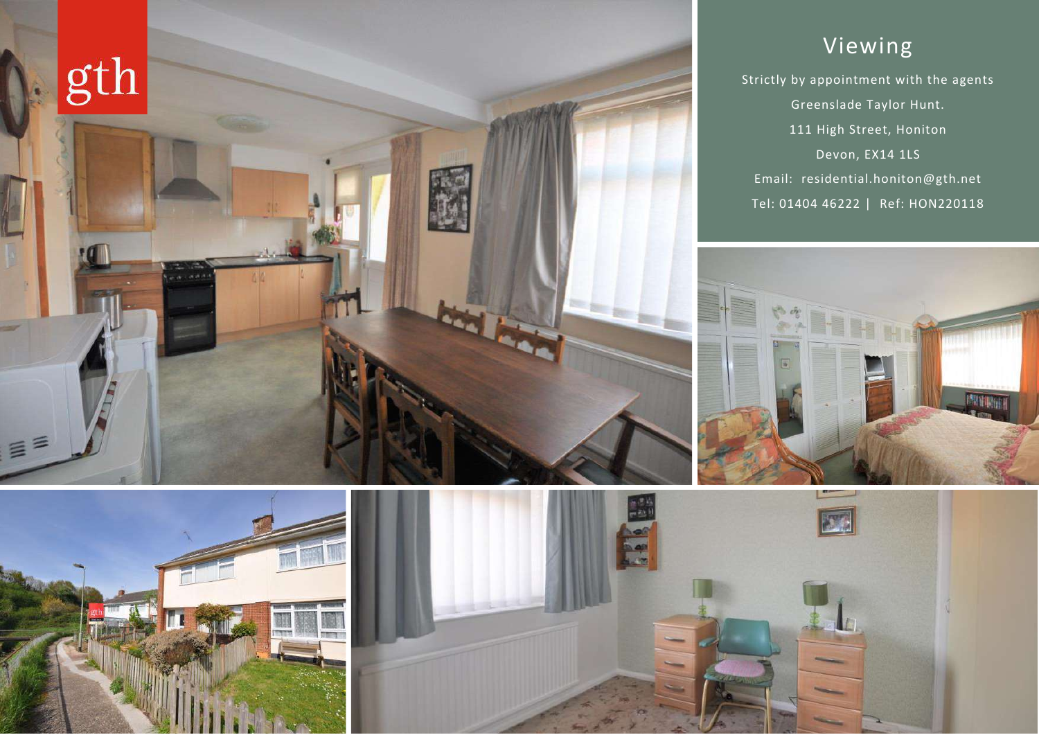## Viewing

Strictly by appointment with the agents

Greenslade Taylor Hunt.

111 High Street, Honiton

Devon, EX14 1LS

Email: residential.honiton@gth.net

Tel: 01404 46222 | Ref: HON220118